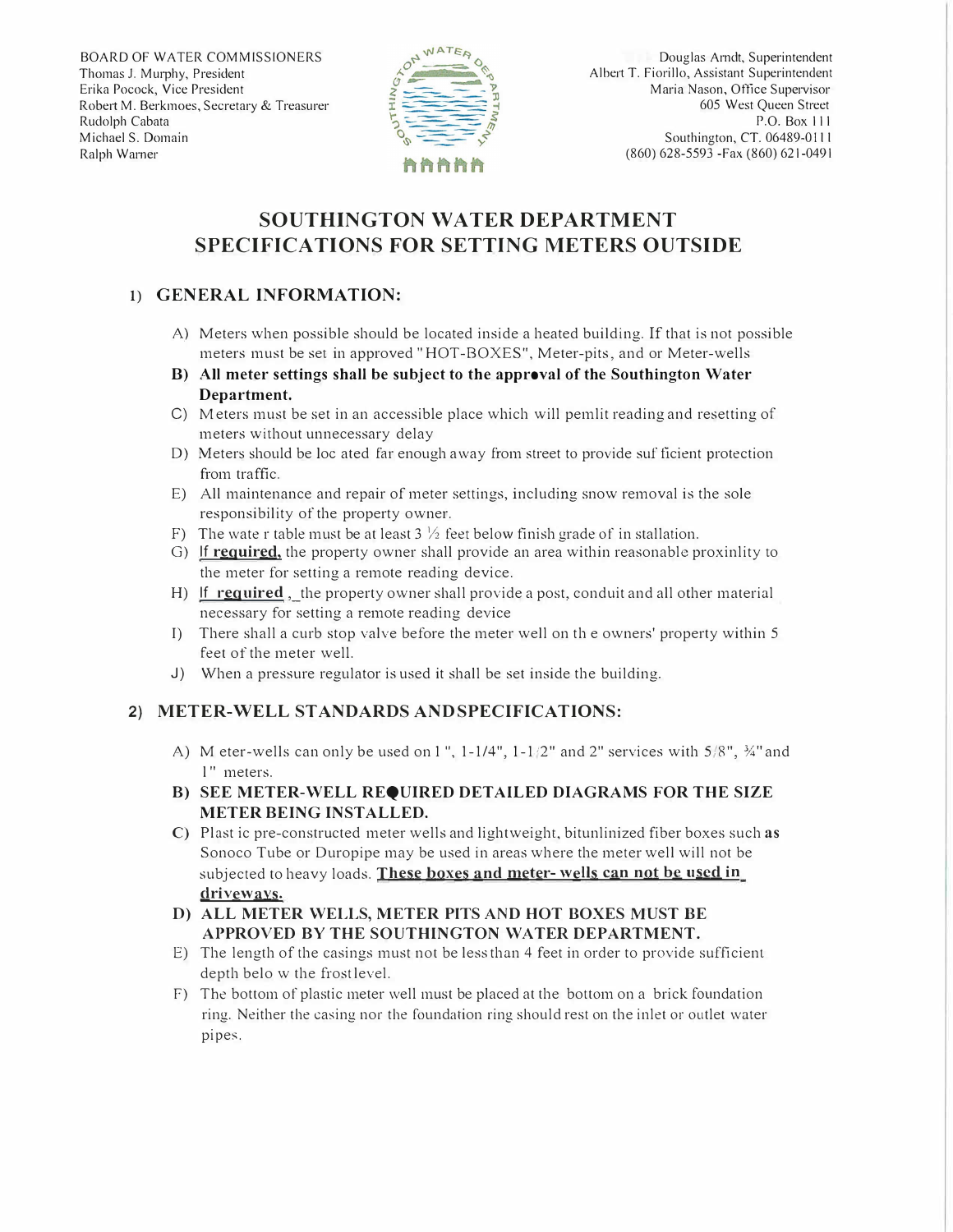BOARD OF WATER COMMISSIONERS
Thomas J. Murphy, President
Erika Pocock, Vice President
Robert M. Berkmoes, Secretary & Treasurer
Rudolph Cabata
Michael S. Domain
Ralph Warner

Douglas Arndt, Superintendent
Albert T. Fiorillo, Assistant Superintendent
Maria Nason, Office Supervisor
605 West Queen Street
P.O. Box 111
Southington, CT. 06489-0111
(860) 628-5593 -Fax (860) 621-0491

# SOUTHINGTON WATER DEPARTMENT
# SPECIFICATIONS FOR SETTING METERS OUTSIDE

## 1) GENERAL INFORMATION:

A) Meters when possible should be located inside a heated building. If that is not possible meters must be set in approved "HOT-BOXES", Meter-pits, and or Meter-wells

**B) All meter settings shall be subject to the approval of the Southington Water Department.**

C) Meters must be set in an accessible place which will pemlit reading and resetting of meters without unnecessary delay

D) Meters should be located far enough away from street to provide sufficient protection from traffic.

E) All maintenance and repair of meter settings, including snow removal is the sole responsibility of the property owner.

F) The water table must be at least 3 ½ feet below finish grade of installation.

G) <u>**If required,**</u> the property owner shall provide an area within reasonable proxinlity to the meter for setting a remote reading device.

H) <u>**If required**</u>, the property owner shall provide a post, conduit and all other material necessary for setting a remote reading device

I) There shall a curb stop valve before the meter well on the owners' property within 5 feet of the meter well.

J) When a pressure regulator is used it shall be set inside the building.

## 2) METER-WELL STANDARDS AND SPECIFICATIONS:

A) Meter-wells can only be used on 1", 1-1/4", 1-1/2" and 2" services with 5/8", ¾" and 1" meters.

**B) SEE METER-WELL REQUIRED DETAILED DIAGRAMS FOR THE SIZE METER BEING INSTALLED.**

**C)** Plastic pre-constructed meter wells and lightweight, bitunlinized fiber boxes such **as** Sonoco Tube or Duropipe may be used in areas where the meter well will not be subjected to heavy loads. <u>**These boxes and meter- wells can not be used in driveways.**</u>

**D) ALL METER WELLS, METER PITS AND HOT BOXES MUST BE APPROVED BY THE SOUTHINGTON WATER DEPARTMENT.**

E) The length of the casings must not be less than 4 feet in order to provide sufficient depth below the frost level.

F) The bottom of plastic meter well must be placed at the bottom on a brick foundation ring. Neither the casing nor the foundation ring should rest on the inlet or outlet water pipes.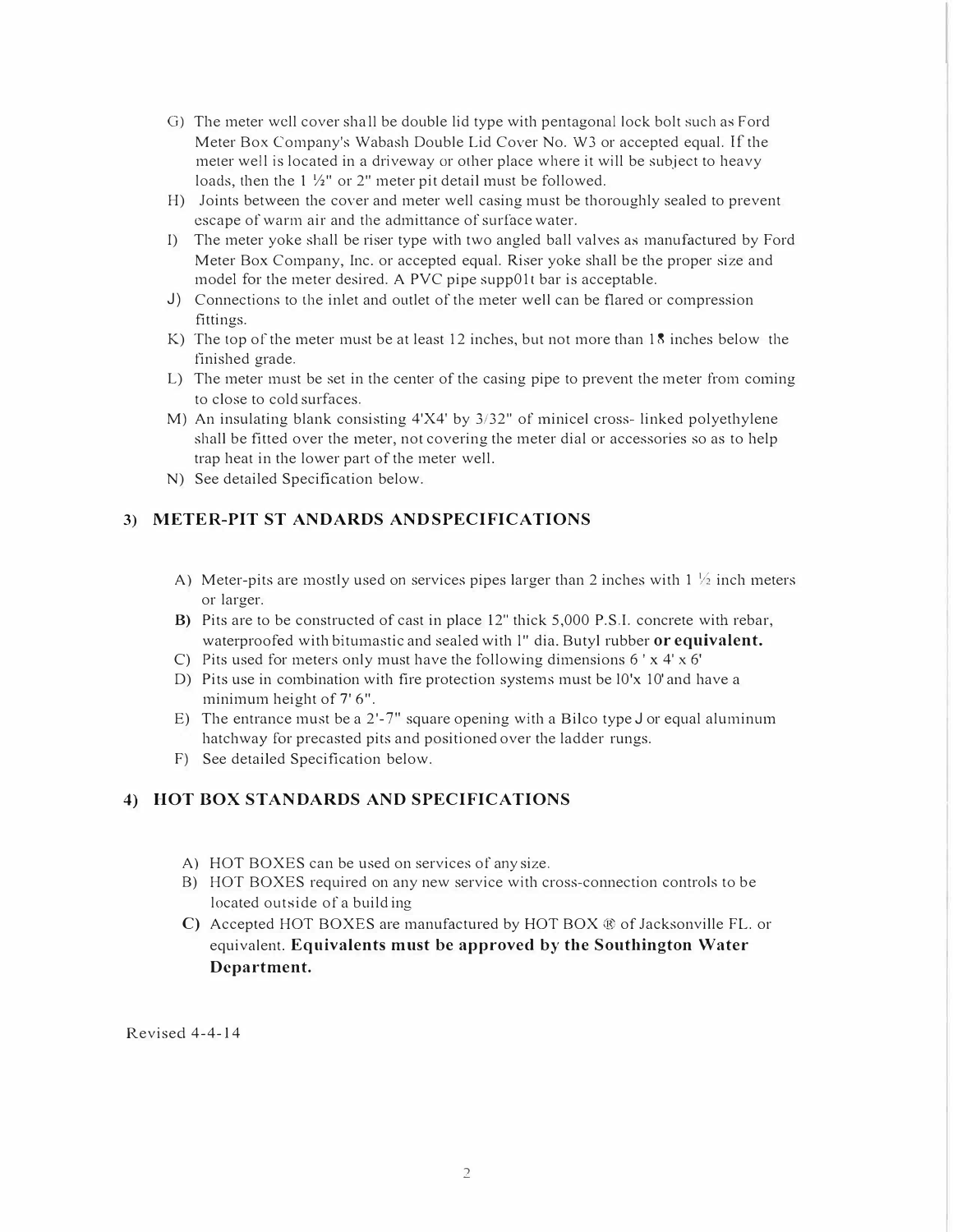G) The meter well cover shall be double lid type with pentagonal lock bolt such as Ford Meter Box Company's Wabash Double Lid Cover No. W3 or accepted equal. If the meter well is located in a driveway or other place where it will be subject to heavy loads, then the 1 ½" or 2" meter pit detail must be followed.

H) Joints between the cover and meter well casing must be thoroughly sealed to prevent escape of warm air and the admittance of surface water.

I) The meter yoke shall be riser type with two angled ball valves as manufactured by Ford Meter Box Company, Inc. or accepted equal. Riser yoke shall be the proper size and model for the meter desired. A PVC pipe supp01t bar is acceptable.

J) Connections to the inlet and outlet of the meter well can be flared or compression fittings.

K) The top of the meter must be at least 12 inches, but not more than 18 inches below the finished grade.

L) The meter must be set in the center of the casing pipe to prevent the meter from coming to close to cold surfaces.

M) An insulating blank consisting 4'X4' by 3/32" of minicel cross- linked polyethylene shall be fitted over the meter, not covering the meter dial or accessories so as to help trap heat in the lower part of the meter well.

N) See detailed Specification below.

## 3) METER-PIT ST ANDARDS ANDSPECIFICATIONS

A) Meter-pits are mostly used on services pipes larger than 2 inches with 1 ½ inch meters or larger.

**B)** Pits are to be constructed of cast in place 12" thick 5,000 P.S.I. concrete with rebar, waterproofed with bitumastic and sealed with 1" dia. Butyl rubber **or equivalent.**

C) Pits used for meters only must have the following dimensions 6 ' x 4' x 6'

D) Pits use in combination with fire protection systems must be 10'x 10' and have a minimum height of 7' 6".

E) The entrance must be a 2'-7" square opening with a Bilco type J or equal aluminum hatchway for precasted pits and positioned over the ladder rungs.

F) See detailed Specification below.

## 4) HOT BOX STANDARDS AND SPECIFICATIONS

A) HOT BOXES can be used on services of any size.

B) HOT BOXES required on any new service with cross-connection controls to be located outside of a build ing

**C)** Accepted HOT BOXES are manufactured by HOT BOX ® of Jacksonville FL. or equivalent. **Equivalents must be approved by the Southington Water Department.**

Revised 4-4-14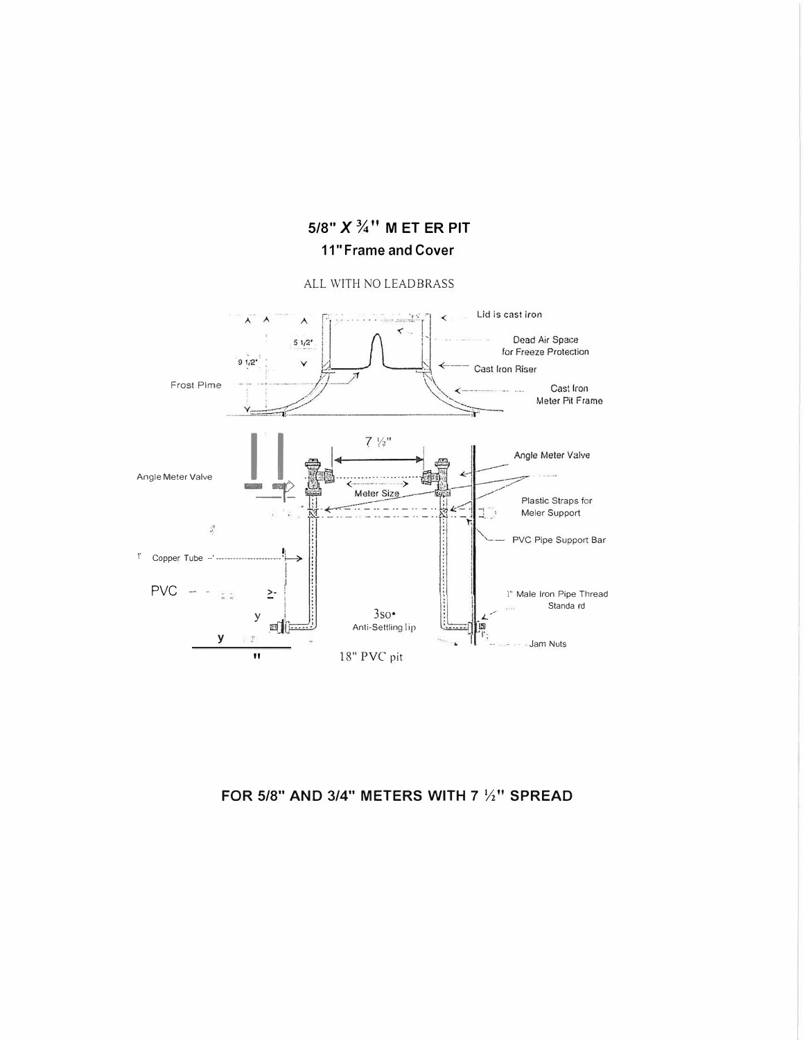## 5/8" X ¾" M ET ER PIT

### 11" Frame and Cover

ALL WITH NO LEADBRASS

Lid is cast iron

Dead Air Space for Freeze Protection

Cast Iron Riser

Cast Iron Meter Pit Frame

5 1/2"

9 1/2"

Frost Plme

7 ½"

Angle Meter Valve

Angle Meter Valve

Meter Size

Plastic Straps for Meler Support

PVC Pipe Support Bar

1' Copper Tube

PVC

1" Male Iron Pipe Thread Standa rd

3so•

Anti-Settling lip

Jam Nuts

18" PVC pit

**FOR 5/8" AND 3/4" METERS WITH 7 ½" SPREAD**